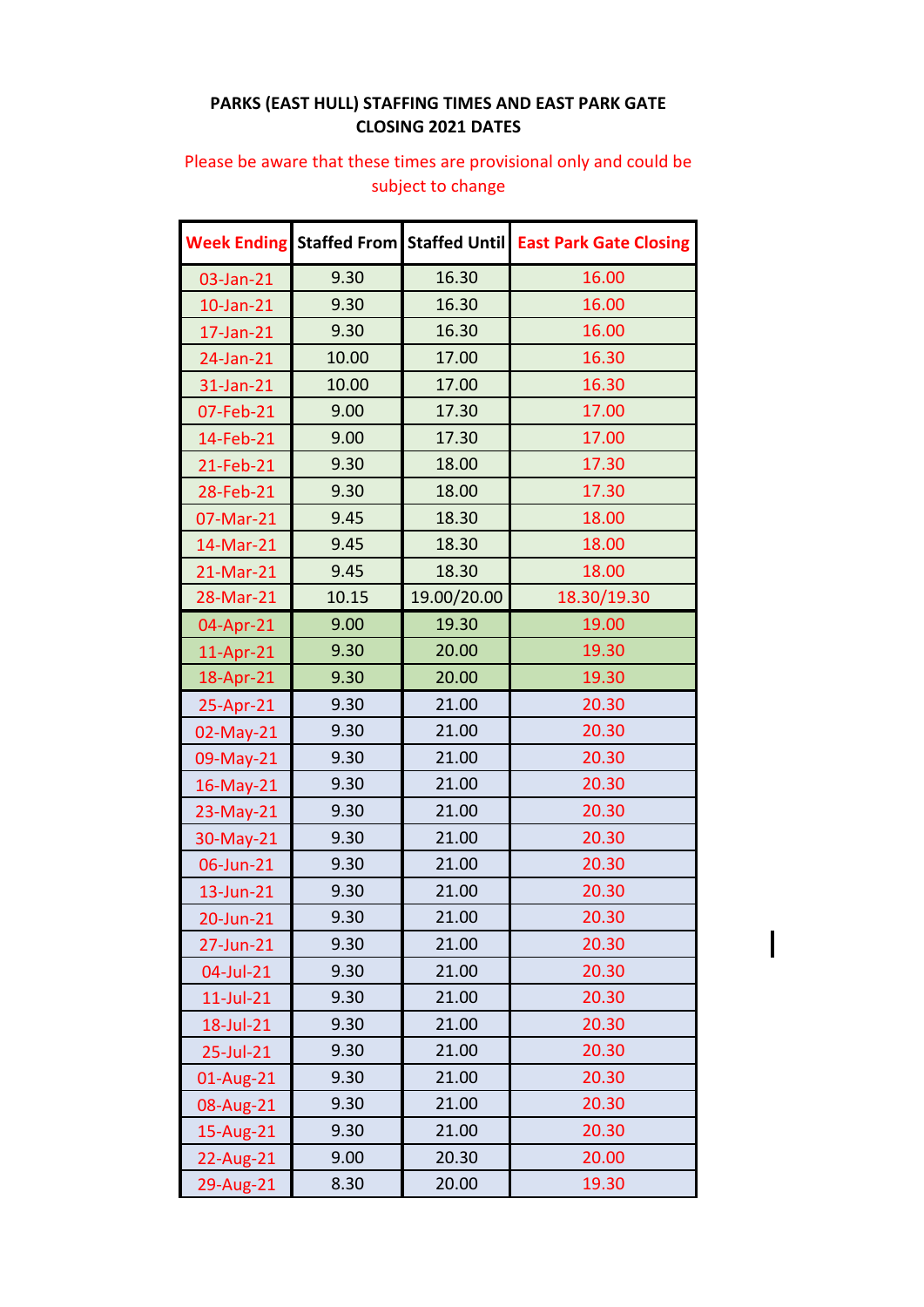**PARKS (EAST HULL) STAFFING TIMES AND EAST PARK GATE CLOSING 2021 DATES**

Please be aware that these times are provisional only and could be subject to change

| Week Ending | Staffed From | Staffed Until | East Park Gate Closing |
|---|---|---|---|
| 03-Jan-21 | 9.30 | 16.30 | 16.00 |
| 10-Jan-21 | 9.30 | 16.30 | 16.00 |
| 17-Jan-21 | 9.30 | 16.30 | 16.00 |
| 24-Jan-21 | 10.00 | 17.00 | 16.30 |
| 31-Jan-21 | 10.00 | 17.00 | 16.30 |
| 07-Feb-21 | 9.00 | 17.30 | 17.00 |
| 14-Feb-21 | 9.00 | 17.30 | 17.00 |
| 21-Feb-21 | 9.30 | 18.00 | 17.30 |
| 28-Feb-21 | 9.30 | 18.00 | 17.30 |
| 07-Mar-21 | 9.45 | 18.30 | 18.00 |
| 14-Mar-21 | 9.45 | 18.30 | 18.00 |
| 21-Mar-21 | 9.45 | 18.30 | 18.00 |
| 28-Mar-21 | 10.15 | 19.00/20.00 | 18.30/19.30 |
| 04-Apr-21 | 9.00 | 19.30 | 19.00 |
| 11-Apr-21 | 9.30 | 20.00 | 19.30 |
| 18-Apr-21 | 9.30 | 20.00 | 19.30 |
| 25-Apr-21 | 9.30 | 21.00 | 20.30 |
| 02-May-21 | 9.30 | 21.00 | 20.30 |
| 09-May-21 | 9.30 | 21.00 | 20.30 |
| 16-May-21 | 9.30 | 21.00 | 20.30 |
| 23-May-21 | 9.30 | 21.00 | 20.30 |
| 30-May-21 | 9.30 | 21.00 | 20.30 |
| 06-Jun-21 | 9.30 | 21.00 | 20.30 |
| 13-Jun-21 | 9.30 | 21.00 | 20.30 |
| 20-Jun-21 | 9.30 | 21.00 | 20.30 |
| 27-Jun-21 | 9.30 | 21.00 | 20.30 |
| 04-Jul-21 | 9.30 | 21.00 | 20.30 |
| 11-Jul-21 | 9.30 | 21.00 | 20.30 |
| 18-Jul-21 | 9.30 | 21.00 | 20.30 |
| 25-Jul-21 | 9.30 | 21.00 | 20.30 |
| 01-Aug-21 | 9.30 | 21.00 | 20.30 |
| 08-Aug-21 | 9.30 | 21.00 | 20.30 |
| 15-Aug-21 | 9.30 | 21.00 | 20.30 |
| 22-Aug-21 | 9.00 | 20.30 | 20.00 |
| 29-Aug-21 | 8.30 | 20.00 | 19.30 |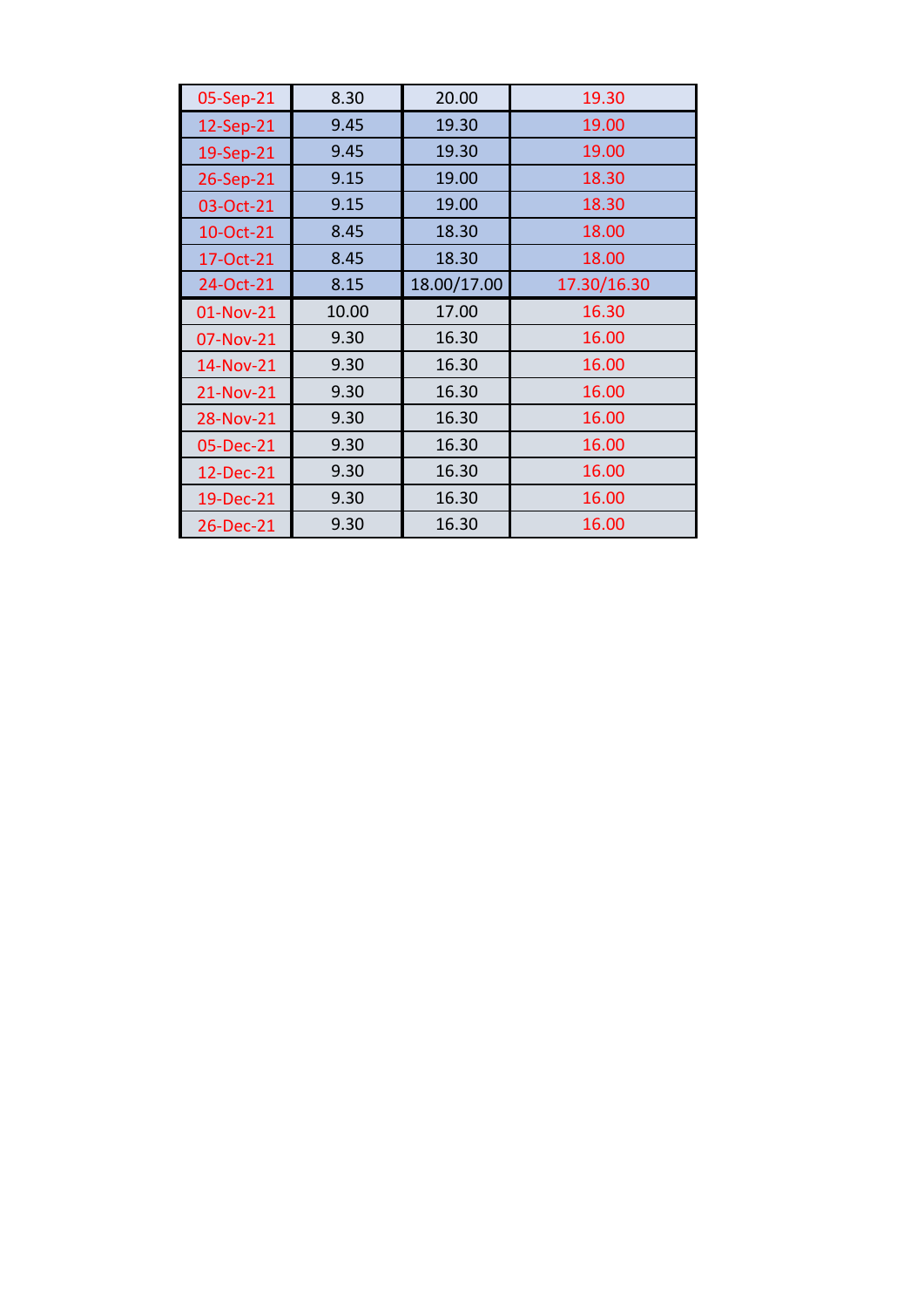| | | | |
|---|---|---|---|
| 05-Sep-21 | 8.30 | 20.00 | 19.30 |
| 12-Sep-21 | 9.45 | 19.30 | 19.00 |
| 19-Sep-21 | 9.45 | 19.30 | 19.00 |
| 26-Sep-21 | 9.15 | 19.00 | 18.30 |
| 03-Oct-21 | 9.15 | 19.00 | 18.30 |
| 10-Oct-21 | 8.45 | 18.30 | 18.00 |
| 17-Oct-21 | 8.45 | 18.30 | 18.00 |
| 24-Oct-21 | 8.15 | 18.00/17.00 | 17.30/16.30 |
| 01-Nov-21 | 10.00 | 17.00 | 16.30 |
| 07-Nov-21 | 9.30 | 16.30 | 16.00 |
| 14-Nov-21 | 9.30 | 16.30 | 16.00 |
| 21-Nov-21 | 9.30 | 16.30 | 16.00 |
| 28-Nov-21 | 9.30 | 16.30 | 16.00 |
| 05-Dec-21 | 9.30 | 16.30 | 16.00 |
| 12-Dec-21 | 9.30 | 16.30 | 16.00 |
| 19-Dec-21 | 9.30 | 16.30 | 16.00 |
| 26-Dec-21 | 9.30 | 16.30 | 16.00 |